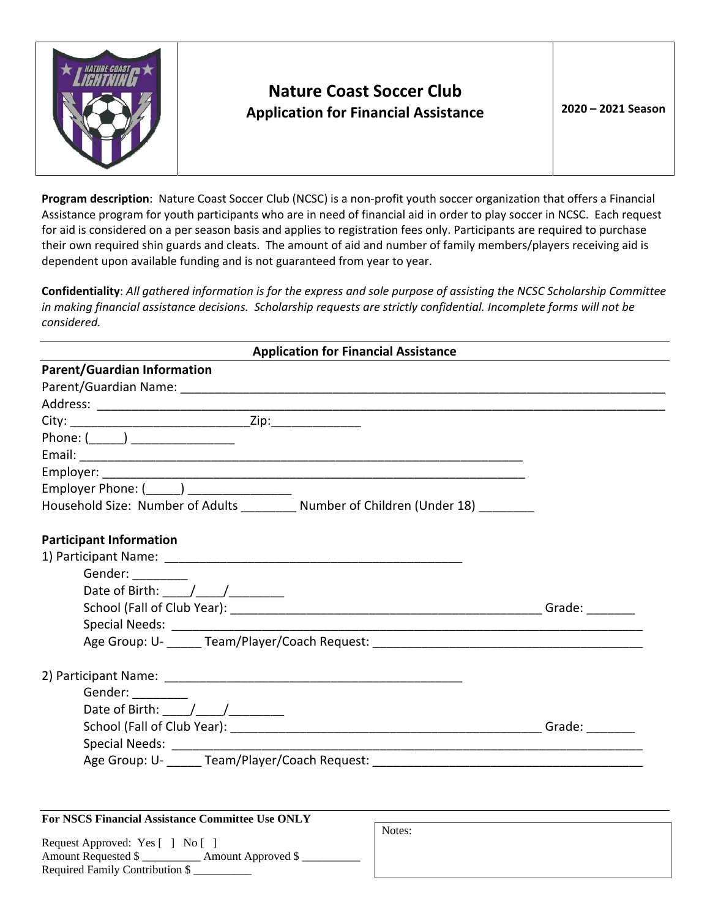# Nature Coast Soccer Club

## Application for Financial Assistance

**2020 – 2021 Season**

**Program description**: Nature Coast Soccer Club (NCSC) is a non-profit youth soccer organization that offers a Financial Assistance program for youth participants who are in need of financial aid in order to play soccer in NCSC. Each request for aid is considered on a per season basis and applies to registration fees only. Participants are required to purchase their own required shin guards and cleats. The amount of aid and number of family members/players receiving aid is dependent upon available funding and is not guaranteed from year to year.

**Confidentiality**: *All gathered information is for the express and sole purpose of assisting the NCSC Scholarship Committee in making financial assistance decisions. Scholarship requests are strictly confidential. Incomplete forms will not be considered.*

---

### Application for Financial Assistance

---

**Parent/Guardian Information**

Parent/Guardian Name: ___________________________________________________________________________

Address: ___________________________________________________________________________________

City: __________________________Zip:_____________

Phone: (_____) _______________

Email: ____________________________________________________________________

Employer: _________________________________________________________________

Employer Phone: (_____) _______________

Household Size: Number of Adults ________ Number of Children (Under 18) ________

**Participant Information**

1) Participant Name: ____________________________________________

Gender: ________

Date of Birth: ____/____/________

School (Fall of Club Year): ______________________________________________ Grade: _______

Special Needs: __________________________________________________________________________

Age Group: U- _____ Team/Player/Coach Request: ________________________________________

2) Participant Name: ____________________________________________

Gender: ________

Date of Birth: ____/____/________

School (Fall of Club Year): ______________________________________________ Grade: _______

Special Needs: __________________________________________________________________________

Age Group: U- _____ Team/Player/Coach Request: ________________________________________

---

**For NSCS Financial Assistance Committee Use ONLY**

Request Approved: Yes [ ] No [ ]

Amount Requested $ __________ Amount Approved $ __________

Required Family Contribution $ __________

Notes: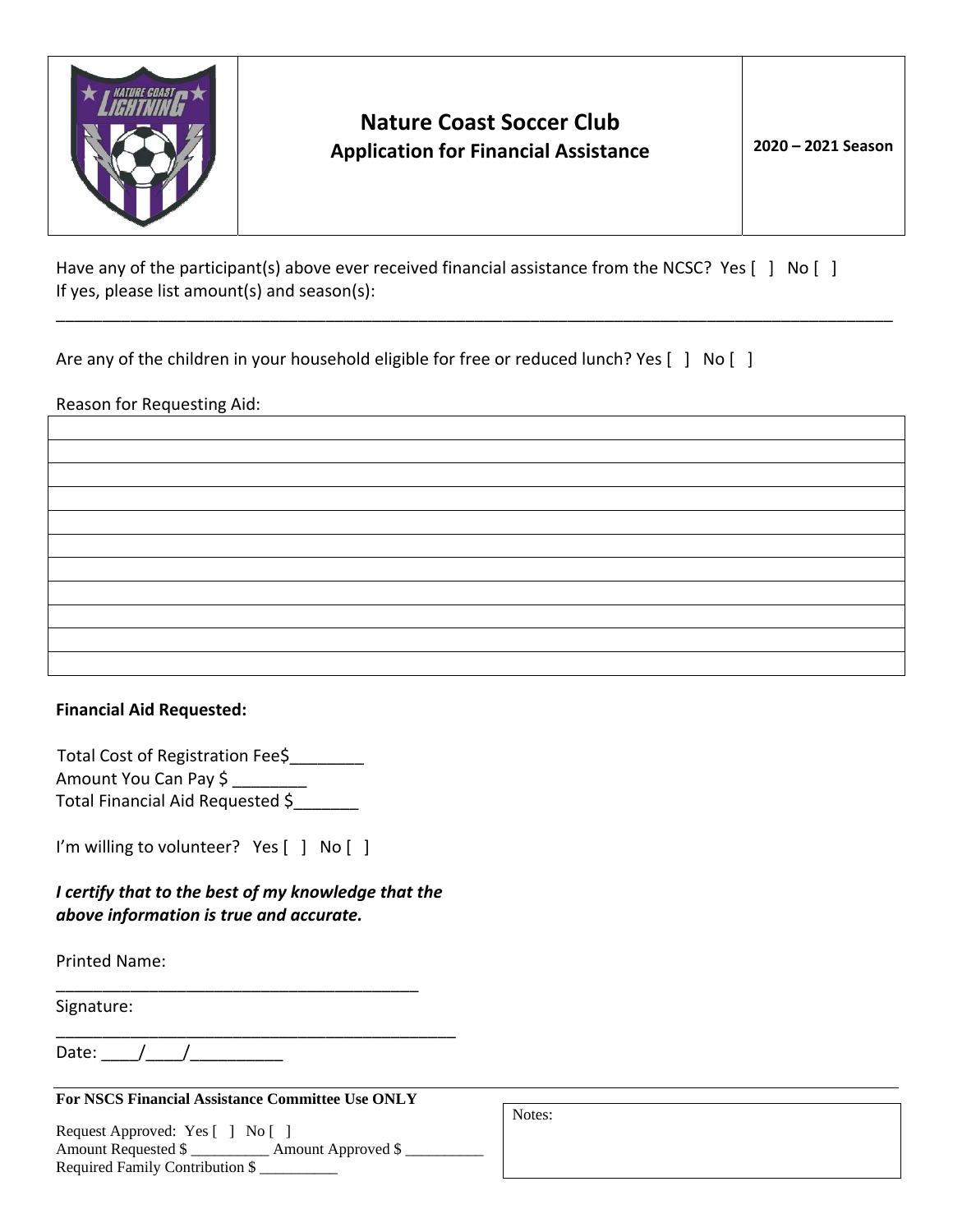| | | |
|---|---|---|
| | **Nature Coast Soccer Club**<br>**Application for Financial Assistance** | **2020 – 2021 Season** |

Have any of the participant(s) above ever received financial assistance from the NCSC? Yes [ ] No [ ]
If yes, please list amount(s) and season(s):

______________________________________________________________________________________

Are any of the children in your household eligible for free or reduced lunch? Yes [ ] No [ ]

Reason for Requesting Aid:

| |
|---|
| |
| |
| |
| |
| |
| |
| |
| |
| |
| |

**Financial Aid Requested:**

Total Cost of Registration Fee$________
Amount You Can Pay $ ________
Total Financial Aid Requested $_______

I'm willing to volunteer? Yes [ ] No [ ]

***I certify that to the best of my knowledge that the above information is true and accurate.***

Printed Name:
________________________________________

Signature:
____________________________________________

Date: ____/____/__________

**For NSCS Financial Assistance Committee Use ONLY**

Request Approved: Yes [ ] No [ ]
Amount Requested $ __________ Amount Approved $ __________
Required Family Contribution $ __________

Notes: